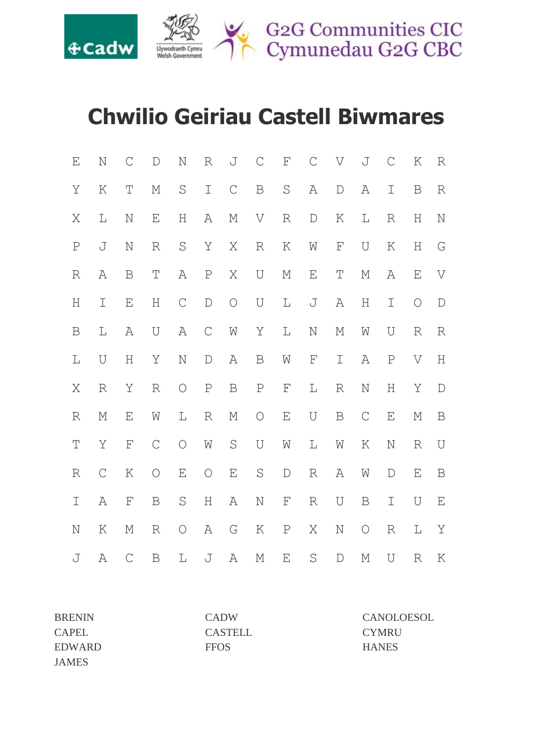Cadw | Llywodraeth Cymru Welsh Government | G2G Communities CIC Cymunedau G2G CBC

# Chwilio Geiriau Castell Biwmares

| | | | | | | | | | | | | | | |
|---|---|---|---|---|---|---|---|---|---|---|---|---|---|---|
| E | N | C | D | N | R | J | C | F | C | V | J | C | K | R |
| Y | K | T | M | S | I | C | B | S | A | D | A | I | B | R |
| X | L | N | E | H | A | M | V | R | D | K | L | R | H | N |
| P | J | N | R | S | Y | X | R | K | W | F | U | K | H | G |
| R | A | B | T | A | P | X | U | M | E | T | M | A | E | V |
| H | I | E | H | C | D | O | U | L | J | A | H | I | O | D |
| B | L | A | U | A | C | W | Y | L | N | M | W | U | R | R |
| L | U | H | Y | N | D | A | B | W | F | I | A | P | V | H |
| X | R | Y | R | O | P | B | P | F | L | R | N | H | Y | D |
| R | M | E | W | L | R | M | O | E | U | B | C | E | M | B |
| T | Y | F | C | O | W | S | U | W | L | W | K | N | R | U |
| R | C | K | O | E | O | E | S | D | R | A | W | D | E | B |
| I | A | F | B | S | H | A | N | F | R | U | B | I | U | E |
| N | K | M | R | O | A | G | K | P | X | N | O | R | L | Y |
| J | A | C | B | L | J | A | M | E | S | D | M | U | R | K |

BRENIN
CAPEL
EDWARD
JAMES

CADW
CASTELL
FFOS

CANOLOESOL
CYMRU
HANES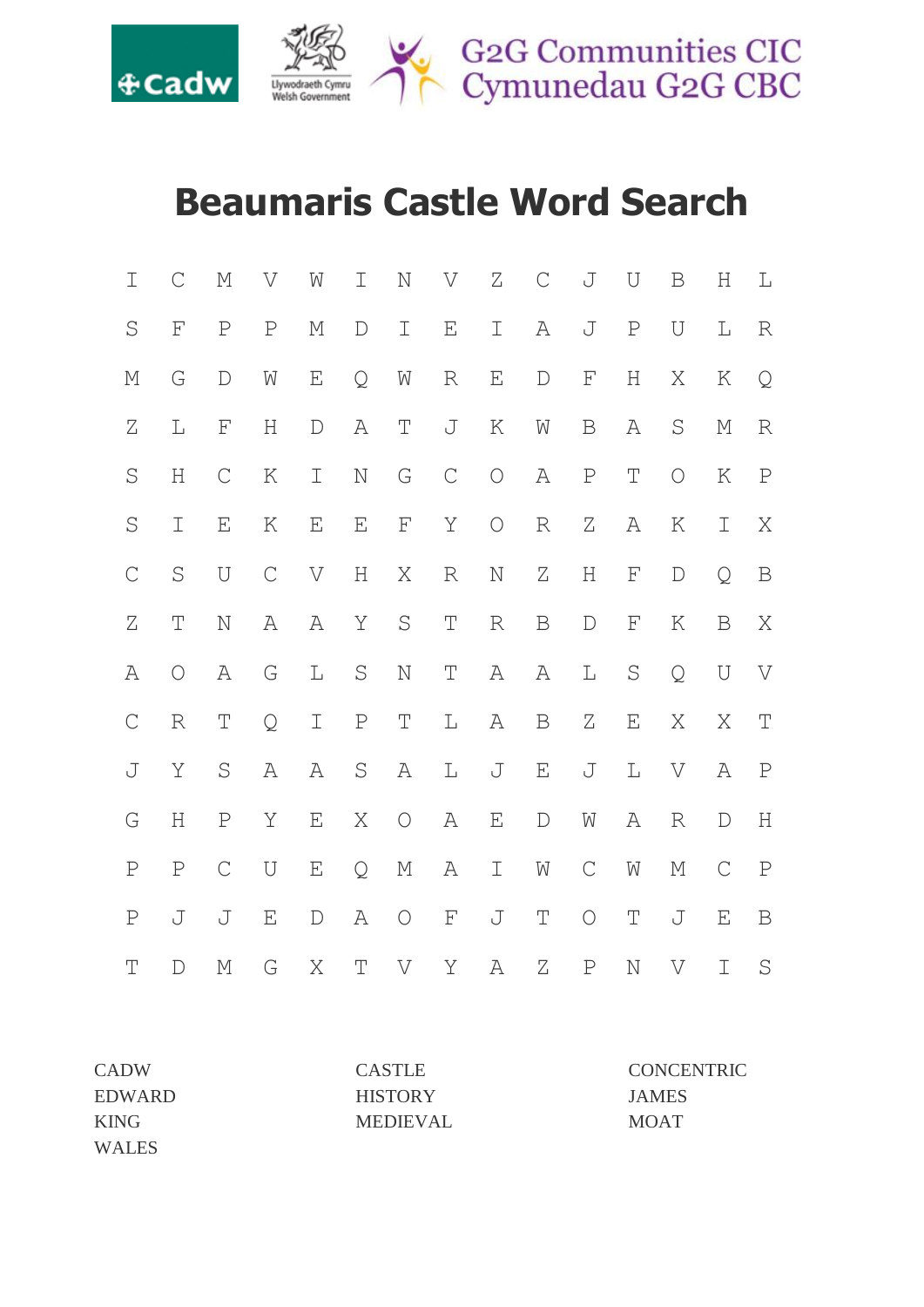Cadw

Llywodraeth Cymru Welsh Government

G2G Communities CIC
Cymunedau G2G CBC

# Beaumaris Castle Word Search

| | | | | | | | | | | | | | | |
|---|---|---|---|---|---|---|---|---|---|---|---|---|---|---|
| I | C | M | V | W | I | N | V | Z | C | J | U | B | H | L |
| S | F | P | P | M | D | I | E | I | A | J | P | U | L | R |
| M | G | D | W | E | Q | W | R | E | D | F | H | X | K | Q |
| Z | L | F | H | D | A | T | J | K | W | B | A | S | M | R |
| S | H | C | K | I | N | G | C | O | A | P | T | O | K | P |
| S | I | E | K | E | E | F | Y | O | R | Z | A | K | I | X |
| C | S | U | C | V | H | X | R | N | Z | H | F | D | Q | B |
| Z | T | N | A | A | Y | S | T | R | B | D | F | K | B | X |
| A | O | A | G | L | S | N | T | A | A | L | S | Q | U | V |
| C | R | T | Q | I | P | T | L | A | B | Z | E | X | X | T |
| J | Y | S | A | A | S | A | L | J | E | J | L | V | A | P |
| G | H | P | Y | E | X | O | A | E | D | W | A | R | D | H |
| P | P | C | U | E | Q | M | A | I | W | C | W | M | C | P |
| P | J | J | E | D | A | O | F | J | T | O | T | J | E | B |
| T | D | M | G | X | T | V | Y | A | Z | P | N | V | I | S |

CADW
EDWARD
KING
WALES

CASTLE
HISTORY
MEDIEVAL

CONCENTRIC
JAMES
MOAT